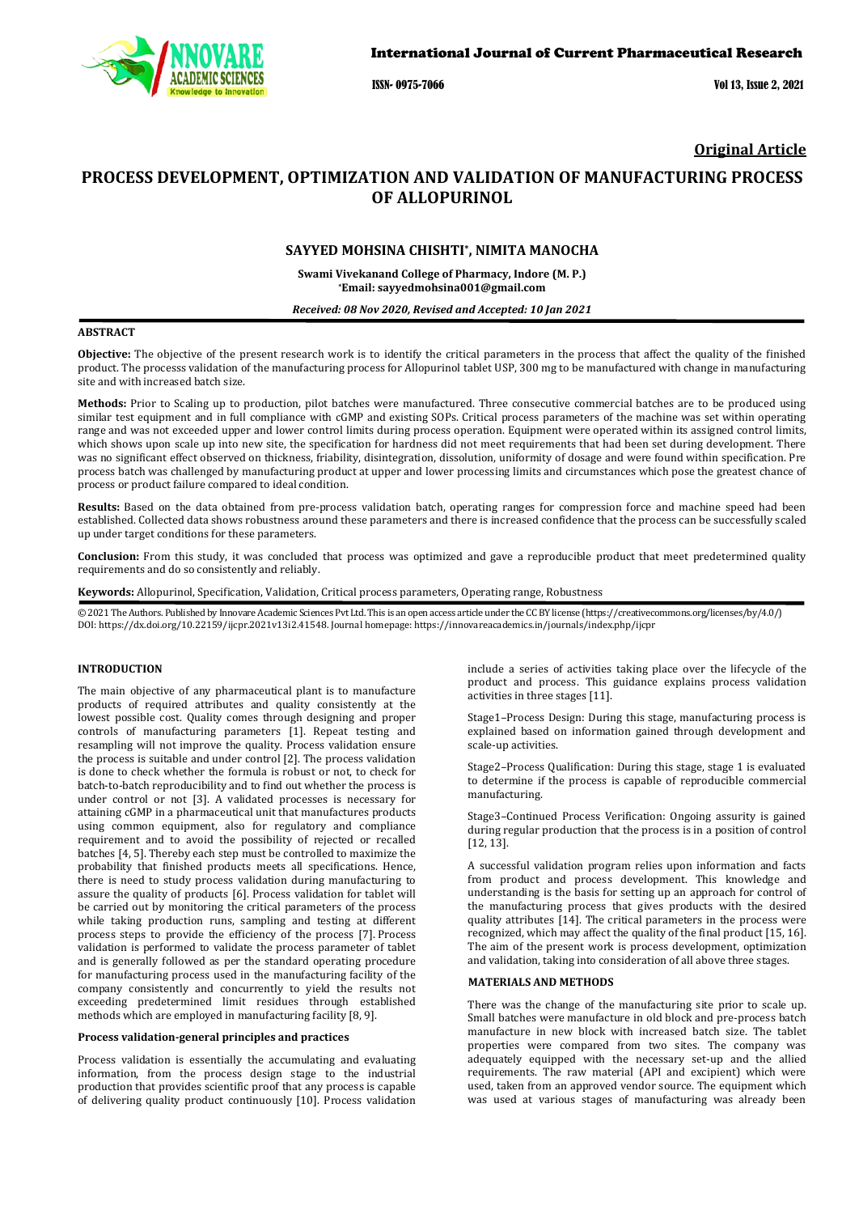**Original Article**

# PROCESS DEVELOPMENT, OPTIMIZATION AND VALIDATION OF MANUFACTURING PROCESS OF ALLOPURINOL

**SAYYED MOHSINA CHISHTI*, NIMITA MANOCHA**

**Swami Vivekanand College of Pharmacy, Indore (M. P.)**
***Email: sayyedmohsina001@gmail.com**

*Received: 08 Nov 2020, Revised and Accepted: 10 Jan 2021*

## ABSTRACT

**Objective:** The objective of the present research work is to identify the critical parameters in the process that affect the quality of the finished product. The processs validation of the manufacturing process for Allopurinol tablet USP, 300 mg to be manufactured with change in manufacturing site and with increased batch size.

**Methods:** Prior to Scaling up to production, pilot batches were manufactured. Three consecutive commercial batches are to be produced using similar test equipment and in full compliance with cGMP and existing SOPs. Critical process parameters of the machine was set within operating range and was not exceeded upper and lower control limits during process operation. Equipment were operated within its assigned control limits, which shows upon scale up into new site, the specification for hardness did not meet requirements that had been set during development. There was no significant effect observed on thickness, friability, disintegration, dissolution, uniformity of dosage and were found within specification. Pre process batch was challenged by manufacturing product at upper and lower processing limits and circumstances which pose the greatest chance of process or product failure compared to ideal condition.

**Results:** Based on the data obtained from pre-process validation batch, operating ranges for compression force and machine speed had been established. Collected data shows robustness around these parameters and there is increased confidence that the process can be successfully scaled up under target conditions for these parameters.

**Conclusion:** From this study, it was concluded that process was optimized and gave a reproducible product that meet predetermined quality requirements and do so consistently and reliably.

**Keywords:** Allopurinol, Specification, Validation, Critical process parameters, Operating range, Robustness

© 2021 The Authors. Published by Innovare Academic Sciences Pvt Ltd. This is an open access article under the CC BY license (https://creativecommons.org/licenses/by/4.0/)
DOI: https://dx.doi.org/10.22159/ijcpr.2021v13i2.41548. Journal homepage: https://innovareacademics.in/journals/index.php/ijcpr

## INTRODUCTION

The main objective of any pharmaceutical plant is to manufacture products of required attributes and quality consistently at the lowest possible cost. Quality comes through designing and proper controls of manufacturing parameters [1]. Repeat testing and resampling will not improve the quality. Process validation ensure the process is suitable and under control [2]. The process validation is done to check whether the formula is robust or not, to check for batch-to-batch reproducibility and to find out whether the process is under control or not [3]. A validated processes is necessary for attaining cGMP in a pharmaceutical unit that manufactures products using common equipment, also for regulatory and compliance requirement and to avoid the possibility of rejected or recalled batches [4, 5]. Thereby each step must be controlled to maximize the probability that finished products meets all specifications. Hence, there is need to study process validation during manufacturing to assure the quality of products [6]. Process validation for tablet will be carried out by monitoring the critical parameters of the process while taking production runs, sampling and testing at different process steps to provide the efficiency of the process [7]. Process validation is performed to validate the process parameter of tablet and is generally followed as per the standard operating procedure for manufacturing process used in the manufacturing facility of the company consistently and concurrently to yield the results not exceeding predetermined limit residues through established methods which are employed in manufacturing facility [8, 9].

### Process validation-general principles and practices

Process validation is essentially the accumulating and evaluating information, from the process design stage to the industrial production that provides scientific proof that any process is capable of delivering quality product continuously [10]. Process validation include a series of activities taking place over the lifecycle of the product and process. This guidance explains process validation activities in three stages [11].

Stage1–Process Design: During this stage, manufacturing process is explained based on information gained through development and scale-up activities.

Stage2–Process Qualification: During this stage, stage 1 is evaluated to determine if the process is capable of reproducible commercial manufacturing.

Stage3–Continued Process Verification: Ongoing assurity is gained during regular production that the process is in a position of control [12, 13].

A successful validation program relies upon information and facts from product and process development. This knowledge and understanding is the basis for setting up an approach for control of the manufacturing process that gives products with the desired quality attributes [14]. The critical parameters in the process were recognized, which may affect the quality of the final product [15, 16]. The aim of the present work is process development, optimization and validation, taking into consideration of all above three stages.

## MATERIALS AND METHODS

There was the change of the manufacturing site prior to scale up. Small batches were manufacture in old block and pre-process batch manufacture in new block with increased batch size. The tablet properties were compared from two sites. The company was adequately equipped with the necessary set-up and the allied requirements. The raw material (API and excipient) which were used, taken from an approved vendor source. The equipment which was used at various stages of manufacturing was already been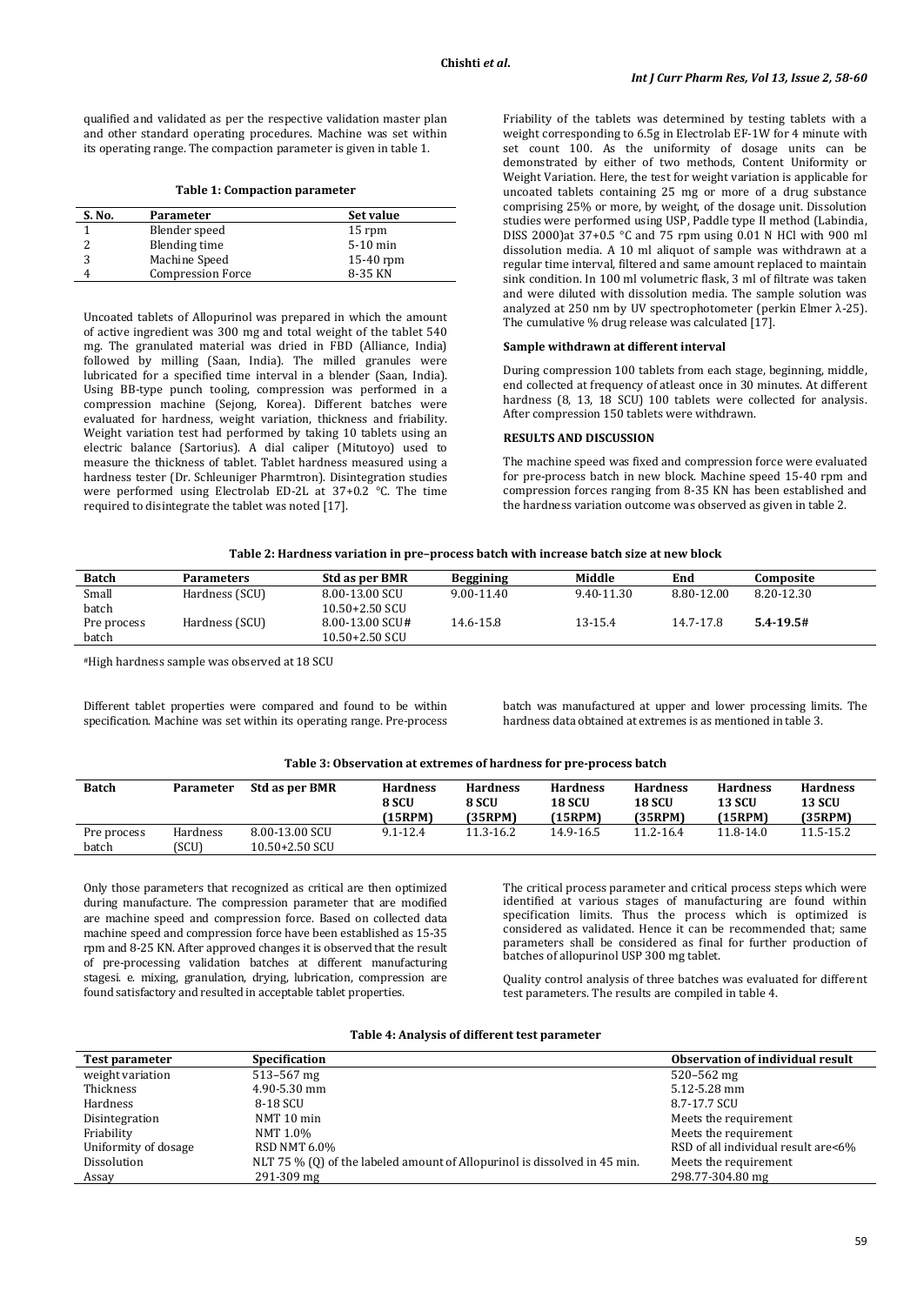qualified and validated as per the respective validation master plan and other standard operating procedures. Machine was set within its operating range. The compaction parameter is given in table 1.

**Table 1: Compaction parameter**

| S. No. | Parameter | Set value |
|---|---|---|
| 1 | Blender speed | 15 rpm |
| 2 | Blending time | 5-10 min |
| 3 | Machine Speed | 15-40 rpm |
| 4 | Compression Force | 8-35 KN |

Uncoated tablets of Allopurinol was prepared in which the amount of active ingredient was 300 mg and total weight of the tablet 540 mg. The granulated material was dried in FBD (Alliance, India) followed by milling (Saan, India). The milled granules were lubricated for a specified time interval in a blender (Saan, India). Using BB-type punch tooling, compression was performed in a compression machine (Sejong, Korea). Different batches were evaluated for hardness, weight variation, thickness and friability. Weight variation test had performed by taking 10 tablets using an electric balance (Sartorius). A dial caliper (Mitutoyo) used to measure the thickness of tablet. Tablet hardness measured using a hardness tester (Dr. Schleuniger Pharmtron). Disintegration studies were performed using Electrolab ED-2L at 37+0.2 °C. The time required to disintegrate the tablet was noted [17].

Friability of the tablets was determined by testing tablets with a weight corresponding to 6.5g in Electrolab EF-1W for 4 minute with set count 100. As the uniformity of dosage units can be demonstrated by either of two methods, Content Uniformity or Weight Variation. Here, the test for weight variation is applicable for uncoated tablets containing 25 mg or more of a drug substance comprising 25% or more, by weight, of the dosage unit. Dissolution studies were performed using USP, Paddle type II method (Labindia, DISS 2000)at 37+0.5 °C and 75 rpm using 0.01 N HCl with 900 ml dissolution media. A 10 ml aliquot of sample was withdrawn at a regular time interval, filtered and same amount replaced to maintain sink condition. In 100 ml volumetric flask, 3 ml of filtrate was taken and were diluted with dissolution media. The sample solution was analyzed at 250 nm by UV spectrophotometer (perkin Elmer λ-25). The cumulative % drug release was calculated [17].

### Sample withdrawn at different interval

During compression 100 tablets from each stage, beginning, middle, end collected at frequency of atleast once in 30 minutes. At different hardness (8, 13, 18 SCU) 100 tablets were collected for analysis. After compression 150 tablets were withdrawn.

## RESULTS AND DISCUSSION

The machine speed was fixed and compression force were evaluated for pre-process batch in new block. Machine speed 15-40 rpm and compression forces ranging from 8-35 KN has been established and the hardness variation outcome was observed as given in table 2.

**Table 2: Hardness variation in pre–process batch with increase batch size at new block**

| Batch | Parameters | Std as per BMR | Beggining | Middle | End | Composite |
|---|---|---|---|---|---|---|
| Small batch | Hardness (SCU) | 8.00-13.00 SCU 10.50+2.50 SCU | 9.00-11.40 | 9.40-11.30 | 8.80-12.00 | 8.20-12.30 |
| Pre process batch | Hardness (SCU) | 8.00-13.00 SCU# 10.50+2.50 SCU | 14.6-15.8 | 13-15.4 | 14.7-17.8 | **5.4-19.5#** |

#High hardness sample was observed at 18 SCU

Different tablet properties were compared and found to be within specification. Machine was set within its operating range. Pre-process batch was manufactured at upper and lower processing limits. The hardness data obtained at extremes is as mentioned in table 3.

**Table 3: Observation at extremes of hardness for pre-process batch**

| Batch | Parameter | Std as per BMR | Hardness 8 SCU (15RPM) | Hardness 8 SCU (35RPM) | Hardness 18 SCU (15RPM) | Hardness 18 SCU (35RPM) | Hardness 13 SCU (15RPM) | Hardness 13 SCU (35RPM) |
|---|---|---|---|---|---|---|---|---|
| Pre process batch | Hardness (SCU) | 8.00-13.00 SCU 10.50+2.50 SCU | 9.1-12.4 | 11.3-16.2 | 14.9-16.5 | 11.2-16.4 | 11.8-14.0 | 11.5-15.2 |

Only those parameters that recognized as critical are then optimized during manufacture. The compression parameter that are modified are machine speed and compression force. Based on collected data machine speed and compression force have been established as 15-35 rpm and 8-25 KN. After approved changes it is observed that the result of pre-processing validation batches at different manufacturing stagesi. e. mixing, granulation, drying, lubrication, compression are found satisfactory and resulted in acceptable tablet properties.

The critical process parameter and critical process steps which were identified at various stages of manufacturing are found within specification limits. Thus the process which is optimized is considered as validated. Hence it can be recommended that; same parameters shall be considered as final for further production of batches of allopurinol USP 300 mg tablet.

Quality control analysis of three batches was evaluated for different test parameters. The results are compiled in table 4.

**Table 4: Analysis of different test parameter**

| Test parameter | Specification | Observation of individual result |
|---|---|---|
| weight variation | 513–567 mg | 520–562 mg |
| Thickness | 4.90-5.30 mm | 5.12-5.28 mm |
| Hardness | 8-18 SCU | 8.7-17.7 SCU |
| Disintegration | NMT 10 min | Meets the requirement |
| Friability | NMT 1.0% | Meets the requirement |
| Uniformity of dosage | RSD NMT 6.0% | RSD of all individual result are<6% |
| Dissolution | NLT 75 % (Q) of the labeled amount of Allopurinol is dissolved in 45 min. | Meets the requirement |
| Assay | 291-309 mg | 298.77-304.80 mg |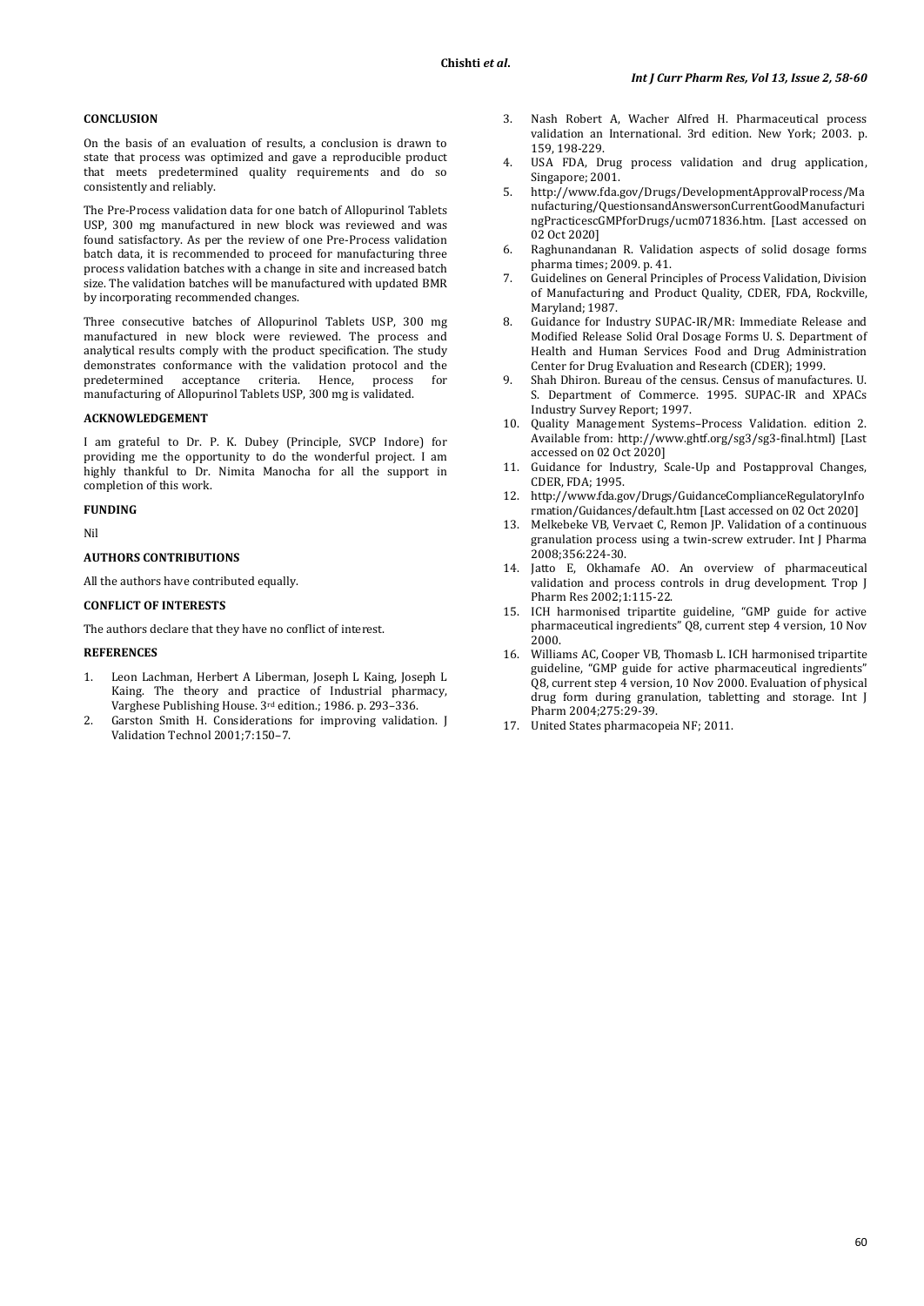## CONCLUSION

On the basis of an evaluation of results, a conclusion is drawn to state that process was optimized and gave a reproducible product that meets predetermined quality requirements and do so consistently and reliably.

The Pre-Process validation data for one batch of Allopurinol Tablets USP, 300 mg manufactured in new block was reviewed and was found satisfactory. As per the review of one Pre-Process validation batch data, it is recommended to proceed for manufacturing three process validation batches with a change in site and increased batch size. The validation batches will be manufactured with updated BMR by incorporating recommended changes.

Three consecutive batches of Allopurinol Tablets USP, 300 mg manufactured in new block were reviewed. The process and analytical results comply with the product specification. The study demonstrates conformance with the validation protocol and the predetermined acceptance criteria. Hence, process for manufacturing of Allopurinol Tablets USP, 300 mg is validated.

## ACKNOWLEDGEMENT

I am grateful to Dr. P. K. Dubey (Principle, SVCP Indore) for providing me the opportunity to do the wonderful project. I am highly thankful to Dr. Nimita Manocha for all the support in completion of this work.

## FUNDING

Nil

## AUTHORS CONTRIBUTIONS

All the authors have contributed equally.

## CONFLICT OF INTERESTS

The authors declare that they have no conflict of interest.

## REFERENCES

1. Leon Lachman, Herbert A Liberman, Joseph L Kaing, Joseph L Kaing. The theory and practice of Industrial pharmacy, Varghese Publishing House. 3rd edition.; 1986. p. 293–336.
2. Garston Smith H. Considerations for improving validation. J Validation Technol 2001;7:150–7.
3. Nash Robert A, Wacher Alfred H. Pharmaceutical process validation an International. 3rd edition. New York; 2003. p. 159, 198-229.
4. USA FDA, Drug process validation and drug application, Singapore; 2001.
5. http://www.fda.gov/Drugs/DevelopmentApprovalProcess/ManufacturingQuestionsandAnswersonCurrentGoodManufacturingPracticescGMPforDrugs/ucm071836.htm. [Last accessed on 02 Oct 2020]
6. Raghunandanan R. Validation aspects of solid dosage forms pharma times; 2009. p. 41.
7. Guidelines on General Principles of Process Validation, Division of Manufacturing and Product Quality, CDER, FDA, Rockville, Maryland; 1987.
8. Guidance for Industry SUPAC-IR/MR: Immediate Release and Modified Release Solid Oral Dosage Forms U. S. Department of Health and Human Services Food and Drug Administration Center for Drug Evaluation and Research (CDER); 1999.
9. Shah Dhiron. Bureau of the census. Census of manufactures. U. S. Department of Commerce. 1995. SUPAC-IR and XPACs Industry Survey Report; 1997.
10. Quality Management Systems–Process Validation. edition 2. Available from: http://www.ghtf.org/sg3/sg3-final.html) [Last accessed on 02 Oct 2020]
11. Guidance for Industry, Scale-Up and Postapproval Changes, CDER, FDA; 1995.
12. http://www.fda.gov/Drugs/GuidanceComplianceRegulatoryInformation/Guidances/default.htm [Last accessed on 02 Oct 2020]
13. Melkebeke VB, Vervaet C, Remon JP. Validation of a continuous granulation process using a twin-screw extruder. Int J Pharma 2008;356:224-30.
14. Jatto E, Okhamafe AO. An overview of pharmaceutical validation and process controls in drug development. Trop J Pharm Res 2002;1:115-22.
15. ICH harmonised tripartite guideline, "GMP guide for active pharmaceutical ingredients" Q8, current step 4 version, 10 Nov 2000.
16. Williams AC, Cooper VB, Thomasb L. ICH harmonised tripartite guideline, "GMP guide for active pharmaceutical ingredients" Q8, current step 4 version, 10 Nov 2000. Evaluation of physical drug form during granulation, tabletting and storage. Int J Pharm 2004;275:29-39.
17. United States pharmacopeia NF; 2011.